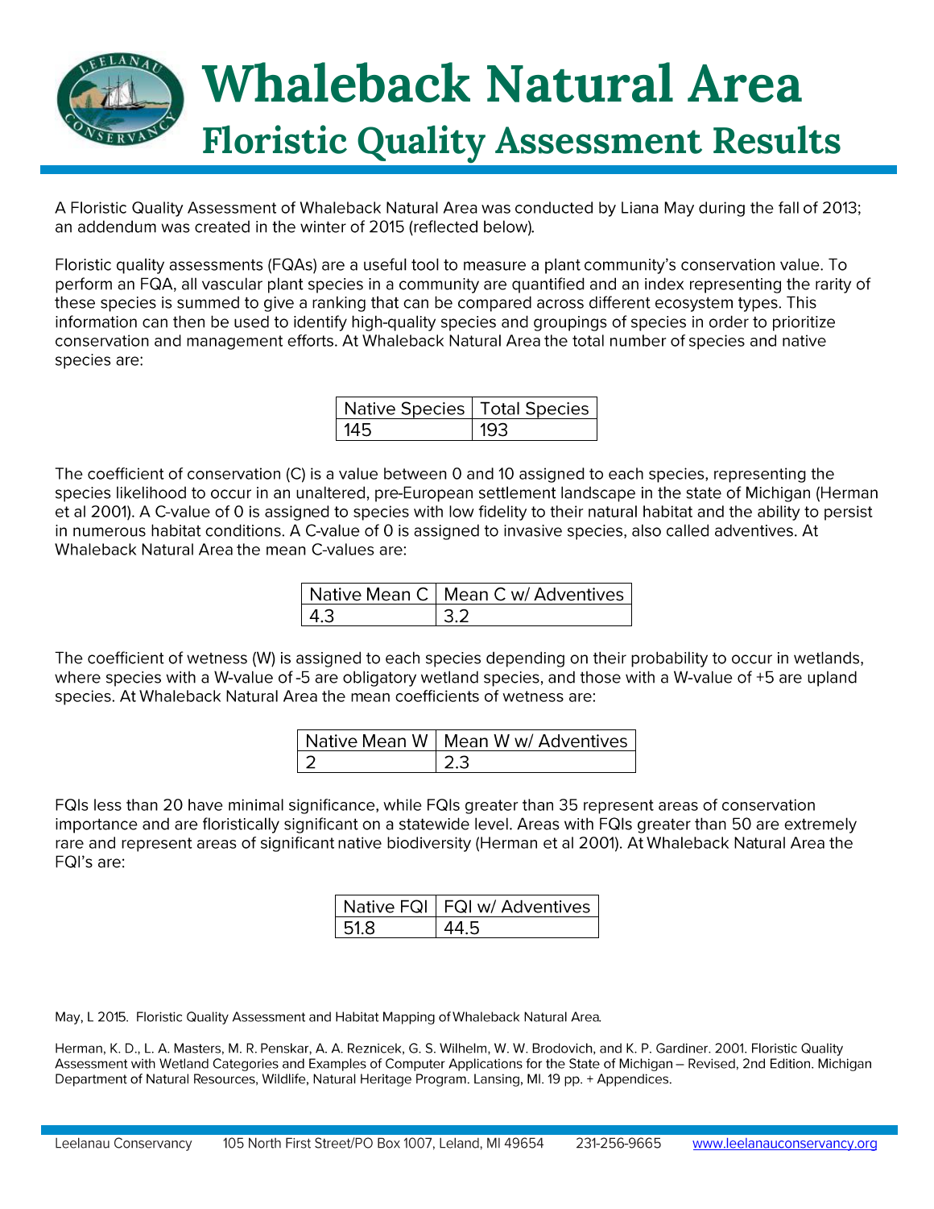# Whaleback Natural Area

## Floristic Quality Assessment Results

A Floristic Quality Assessment of Whaleback Natural Area was conducted by Liana May during the fall of 2013; an addendum was created in the winter of 2015 (reflected below).

Floristic quality assessments (FQAs) are a useful tool to measure a plant community's conservation value. To perform an FQA, all vascular plant species in a community are quantified and an index representing the rarity of these species is summed to give a ranking that can be compared across different ecosystem types. This information can then be used to identify high-quality species and groupings of species in order to prioritize conservation and management efforts. At Whaleback Natural Area the total number of species and native species are:

| Native Species | Total Species |
|---|---|
| 145 | 193 |

The coefficient of conservation (C) is a value between 0 and 10 assigned to each species, representing the species likelihood to occur in an unaltered, pre-European settlement landscape in the state of Michigan (Herman et al 2001). A C-value of 0 is assigned to species with low fidelity to their natural habitat and the ability to persist in numerous habitat conditions. A C-value of 0 is assigned to invasive species, also called adventives. At Whaleback Natural Area the mean C-values are:

| Native Mean C | Mean C w/ Adventives |
|---|---|
| 4.3 | 3.2 |

The coefficient of wetness (W) is assigned to each species depending on their probability to occur in wetlands, where species with a W-value of -5 are obligatory wetland species, and those with a W-value of +5 are upland species. At Whaleback Natural Area the mean coefficients of wetness are:

| Native Mean W | Mean W w/ Adventives |
|---|---|
| 2 | 2.3 |

FQIs less than 20 have minimal significance, while FQIs greater than 35 represent areas of conservation importance and are floristically significant on a statewide level. Areas with FQIs greater than 50 are extremely rare and represent areas of significant native biodiversity (Herman et al 2001). At Whaleback Natural Area the FQI's are:

| Native FQI | FQI w/ Adventives |
|---|---|
| 51.8 | 44.5 |

May, L 2015. Floristic Quality Assessment and Habitat Mapping of Whaleback Natural Area.

Herman, K. D., L. A. Masters, M. R. Penskar, A. A. Reznicek, G. S. Wilhelm, W. W. Brodovich, and K. P. Gardiner. 2001. Floristic Quality Assessment with Wetland Categories and Examples of Computer Applications for the State of Michigan – Revised, 2nd Edition. Michigan Department of Natural Resources, Wildlife, Natural Heritage Program. Lansing, MI. 19 pp. + Appendices.

Leelanau Conservancy 105 North First Street/PO Box 1007, Leland, MI 49654 231-256-9665 www.leelanauconservancy.org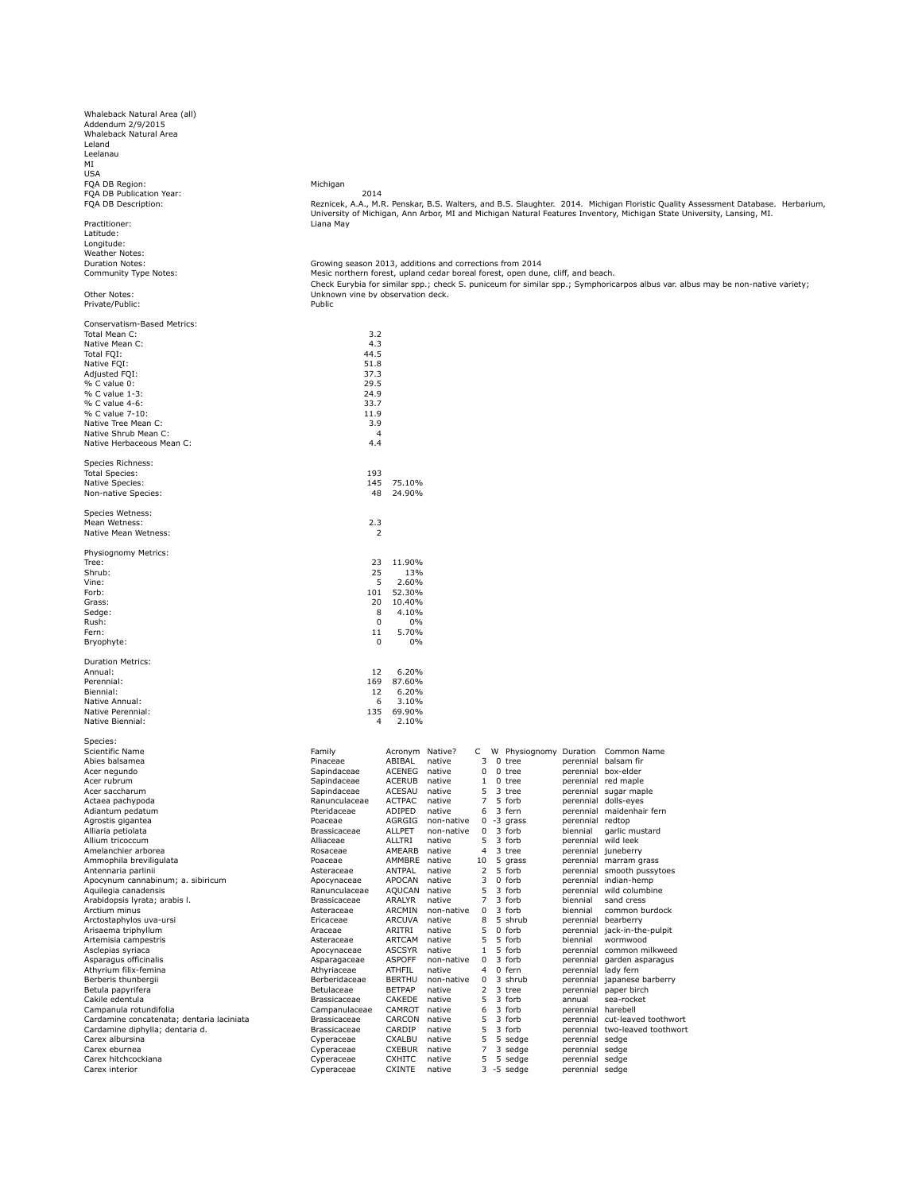Whaleback Natural Area (all)
Addendum 2/9/2015
Whaleback Natural Area
Leland
Leelanau
MI
USA

| | |
|---|---|
| FQA DB Region: | Michigan |
| FQA DB Publication Year: | 2014 |
| FQA DB Description: | Reznicek, A.A., M.R. Penskar, B.S. Walters, and B.S. Slaughter. 2014. Michigan Floristic Quality Assessment Database. Herbarium, University of Michigan, Ann Arbor, MI and Michigan Natural Features Inventory, Michigan State University, Lansing, MI. |
| Practitioner: | Liana May |
| Latitude: | |
| Longitude: | |
| Weather Notes: | |
| Duration Notes: | Growing season 2013, additions and corrections from 2014 |
| Community Type Notes: | Mesic northern forest, upland cedar boreal forest, open dune, cliff, and beach. |
| Other Notes: | Check Eurybia for similar spp.; check S. puniceum for similar spp.; Symphoricarpos albus var. albus may be non-native variety; Unknown vine by observation deck. |
| Private/Public: | Public |

Conservatism-Based Metrics:

| | |
|---|---|
| Total Mean C: | 3.2 |
| Native Mean C: | 4.3 |
| Total FQI: | 44.5 |
| Native FQI: | 51.8 |
| Adjusted FQI: | 37.3 |
| % C value 0: | 29.5 |
| % C value 1-3: | 24.9 |
| % C value 4-6: | 33.7 |
| % C value 7-10: | 11.9 |
| Native Tree Mean C: | 3.9 |
| Native Shrub Mean C: | 4 |
| Native Herbaceous Mean C: | 4.4 |

Species Richness:

| | | |
|---|---|---|
| Total Species: | 193 | |
| Native Species: | 145 | 75.10% |
| Non-native Species: | 48 | 24.90% |

Species Wetness:

| | |
|---|---|
| Mean Wetness: | 2.3 |
| Native Mean Wetness: | 2 |

Physiognomy Metrics:

| | | |
|---|---|---|
| Tree: | 23 | 11.90% |
| Shrub: | 25 | 13% |
| Vine: | 5 | 2.60% |
| Forb: | 101 | 52.30% |
| Grass: | 20 | 10.40% |
| Sedge: | 8 | 4.10% |
| Rush: | 0 | 0% |
| Fern: | 11 | 5.70% |
| Bryophyte: | 0 | 0% |

Duration Metrics:

| | | |
|---|---|---|
| Annual: | 12 | 6.20% |
| Perennial: | 169 | 87.60% |
| Biennial: | 12 | 6.20% |
| Native Annual: | 6 | 3.10% |
| Native Perennial: | 135 | 69.90% |
| Native Biennial: | 4 | 2.10% |

Species:

| Scientific Name | Family | Acronym | Native? | C | W | Physiognomy | Duration | Common Name |
|---|---|---|---|---|---|---|---|---|
| Abies balsamea | Pinaceae | ABIBAL | native | 3 | 0 | tree | perennial | balsam fir |
| Acer negundo | Sapindaceae | ACENEG | native | 0 | 0 | tree | perennial | box-elder |
| Acer rubrum | Sapindaceae | ACERUB | native | 1 | 0 | tree | perennial | red maple |
| Acer saccharum | Sapindaceae | ACESAU | native | 5 | 3 | tree | perennial | sugar maple |
| Actaea pachypoda | Ranunculaceae | ACTPAC | native | 7 | 5 | forb | perennial | dolls-eyes |
| Adiantum pedatum | Pteridaceae | ADIPED | native | 6 | 3 | fern | perennial | maidenhair fern |
| Agrostis gigantea | Poaceae | AGRGIG | non-native | 0 | -3 | grass | perennial | redtop |
| Alliaria petiolata | Brassicaceae | ALLPET | non-native | 0 | 3 | forb | biennial | garlic mustard |
| Allium tricoccum | Alliaceae | ALLTRI | native | 5 | 3 | forb | perennial | wild leek |
| Amelanchier arborea | Rosaceae | AMEARB | native | 4 | 3 | tree | perennial | juneberry |
| Ammophila breviligulata | Poaceae | AMMBRE | native | 10 | 5 | grass | perennial | marram grass |
| Antennaria parlinii | Asteraceae | ANTPAL | native | 2 | 5 | forb | perennial | smooth pussytoes |
| Apocynum cannabinum; a. sibiricum | Apocynaceae | APOCAN | native | 3 | 0 | forb | perennial | indian-hemp |
| Aquilegia canadensis | Ranunculaceae | AQUCAN | native | 5 | 3 | forb | perennial | wild columbine |
| Arabidopsis lyrata; arabis l. | Brassicaceae | ARALYR | native | 7 | 3 | forb | biennial | sand cress |
| Arctium minus | Asteraceae | ARCMIN | non-native | 0 | 3 | forb | biennial | common burdock |
| Arctostaphylos uva-ursi | Ericaceae | ARCUVA | native | 8 | 5 | shrub | perennial | bearberry |
| Arisaema triphyllum | Araceae | ARITRI | native | 5 | 0 | forb | perennial | jack-in-the-pulpit |
| Artemisia campestris | Asteraceae | ARTCAM | native | 5 | 5 | forb | biennial | wormwood |
| Asclepias syriaca | Apocynaceae | ASCSYR | native | 1 | 5 | forb | perennial | common milkweed |
| Asparagus officinalis | Asparagaceae | ASPOFF | non-native | 0 | 3 | forb | perennial | garden asparagus |
| Athyrium filix-femina | Athyriaceae | ATHFIL | native | 4 | 0 | fern | perennial | lady fern |
| Berberis thunbergii | Berberidaceae | BERTHU | non-native | 0 | 3 | shrub | perennial | japanese barberry |
| Betula papyrifera | Betulaceae | BETPAP | native | 2 | 3 | tree | perennial | paper birch |
| Cakile edentula | Brassicaceae | CAKEDE | native | 5 | 3 | forb | annual | sea-rocket |
| Campanula rotundifolia | Campanulaceae | CAMROT | native | 6 | 3 | forb | perennial | harebell |
| Cardamine concatenata; dentaria laciniata | Brassicaceae | CARCON | native | 5 | 3 | forb | perennial | cut-leaved toothwort |
| Cardamine diphylla; dentaria d. | Brassicaceae | CARDIP | native | 5 | 3 | forb | perennial | two-leaved toothwort |
| Carex albursina | Cyperaceae | CXALBU | native | 5 | 5 | sedge | perennial | sedge |
| Carex eburnea | Cyperaceae | CXEBUR | native | 7 | 3 | sedge | perennial | sedge |
| Carex hitchcockiana | Cyperaceae | CXHITC | native | 5 | 5 | sedge | perennial | sedge |
| Carex interior | Cyperaceae | CXINTE | native | 3 | -5 | sedge | perennial | sedge |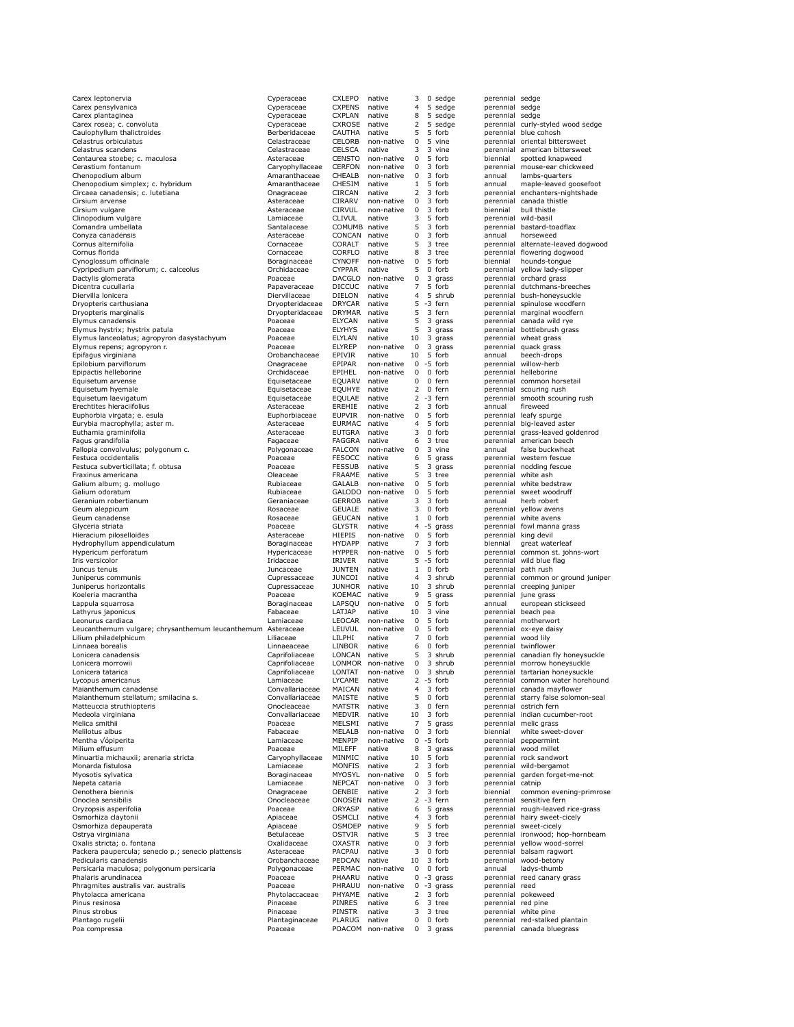| | | | | | | | | |
|---|---|---|---|---|---|---|---|---|
| Carex leptonervia | Cyperaceae | CXLEPO | native | 3 | 0 | sedge | perennial | sedge |
| Carex pensylvanica | Cyperaceae | CXPENS | native | 4 | 5 | sedge | perennial | sedge |
| Carex plantaginea | Cyperaceae | CXPLAN | native | 8 | 5 | sedge | perennial | sedge |
| Carex rosea; c. convoluta | Cyperaceae | CXROSE | native | 2 | 5 | sedge | perennial | curly-styled wood sedge |
| Caulophyllum thalictroides | Berberidaceae | CAUTHA | native | 5 | 5 | forb | perennial | blue cohosh |
| Celastrus orbiculatus | Celastraceae | CELORB | non-native | 0 | 5 | vine | perennial | oriental bittersweet |
| Celastrus scandens | Celastraceae | CELSCA | native | 3 | 3 | vine | perennial | american bittersweet |
| Centaurea stoebe; c. maculosa | Asteraceae | CENSTO | non-native | 0 | 5 | forb | biennial | spotted knapweed |
| Cerastium fontanum | Caryophyllaceae | CERFON | non-native | 0 | 3 | forb | perennial | mouse-ear chickweed |
| Chenopodium album | Amaranthaceae | CHEALB | non-native | 0 | 3 | forb | annual | lambs-quarters |
| Chenopodium simplex; c. hybridum | Amaranthaceae | CHESIM | native | 1 | 5 | forb | annual | maple-leaved goosefoot |
| Circaea canadensis; c. lutetiana | Onagraceae | CIRCAN | native | 2 | 3 | forb | perennial | enchanters-nightshade |
| Cirsium arvense | Asteraceae | CIRARV | non-native | 0 | 3 | forb | perennial | canada thistle |
| Cirsium vulgare | Asteraceae | CIRVUL | non-native | 0 | 3 | forb | biennial | bull thistle |
| Clinopodium vulgare | Lamiaceae | CLIVUL | native | 3 | 5 | forb | perennial | wild-basil |
| Comandra umbellata | Santalaceae | COMUMB | native | 5 | 3 | forb | perennial | bastard-toadflax |
| Conyza canadensis | Asteraceae | CONCAN | native | 0 | 3 | forb | annual | horseweed |
| Cornus alternifolia | Cornaceae | CORALT | native | 5 | 3 | tree | perennial | alternate-leaved dogwood |
| Cornus florida | Cornaceae | CORFLO | native | 8 | 3 | tree | perennial | flowering dogwood |
| Cynoglossum officinale | Boraginaceae | CYNOFF | non-native | 0 | 5 | forb | biennial | hounds-tongue |
| Cypripedium parviflorum; c. calceolus | Orchidaceae | CYPPAR | native | 5 | 0 | forb | perennial | yellow lady-slipper |
| Dactylis glomerata | Poaceae | DACGLO | non-native | 0 | 3 | grass | perennial | orchard grass |
| Dicentra cucullaria | Papaveraceae | DICCUC | native | 7 | 5 | forb | perennial | dutchmans-breeches |
| Diervilla lonicera | Diervillaceae | DIELON | native | 4 | 5 | shrub | perennial | bush-honeysuckle |
| Dryopteris carthusiana | Dryopteridaceae | DRYCAR | native | 5 | -3 | fern | perennial | spinulose woodfern |
| Dryopteris marginalis | Dryopteridaceae | DRYMAR | native | 5 | 3 | fern | perennial | marginal woodfern |
| Elymus canadensis | Poaceae | ELYCAN | native | 5 | 3 | grass | perennial | canada wild rye |
| Elymus hystrix; hystrix patula | Poaceae | ELYHYS | native | 5 | 3 | grass | perennial | bottlebrush grass |
| Elymus lanceolatus; agropyron dasystachyum | Poaceae | ELYLAN | native | 10 | 3 | grass | perennial | wheat grass |
| Elymus repens; agropyron r. | Poaceae | ELYREP | non-native | 0 | 3 | grass | perennial | quack grass |
| Epifagus virginiana | Orobanchaceae | EPIVIR | native | 10 | 5 | forb | annual | beech-drops |
| Epilobium parviflorum | Onagraceae | EPIPAR | non-native | 0 | -5 | forb | perennial | willow-herb |
| Epipactis helleborine | Orchidaceae | EPIHEL | non-native | 0 | 0 | forb | perennial | helleborine |
| Equisetum arvense | Equisetaceae | EQUARV | native | 0 | 0 | fern | perennial | common horsetail |
| Equisetum hyemale | Equisetaceae | EQUHYE | native | 2 | 0 | fern | perennial | scouring rush |
| Equisetum laevigatum | Equisetaceae | EQULAE | native | 2 | -3 | fern | perennial | smooth scouring rush |
| Erechtites hieraciifolius | Asteraceae | EREHIE | native | 2 | 3 | forb | annual | fireweed |
| Euphorbia virgata; e. esula | Euphorbiaceae | EUPVIR | non-native | 0 | 5 | forb | perennial | leafy spurge |
| Eurybia macrophylla; aster m. | Asteraceae | EURMAC | native | 4 | 5 | forb | perennial | big-leaved aster |
| Euthamia graminifolia | Asteraceae | EUTGRA | native | 3 | 0 | forb | perennial | grass-leaved goldenrod |
| Fagus grandifolia | Fagaceae | FAGGRA | native | 6 | 3 | tree | perennial | american beech |
| Fallopia convolvulus; polygonum c. | Polygonaceae | FALCON | non-native | 0 | 3 | vine | annual | false buckwheat |
| Festuca occidentalis | Poaceae | FESOCC | native | 6 | 5 | grass | perennial | western fescue |
| Festuca subverticillata; f. obtusa | Poaceae | FESSUB | native | 5 | 3 | grass | perennial | nodding fescue |
| Fraxinus americana | Oleaceae | FRAAME | native | 5 | 3 | tree | perennial | white ash |
| Galium album; g. mollugo | Rubiaceae | GALALB | non-native | 0 | 5 | forb | perennial | white bedstraw |
| Galium odoratum | Rubiaceae | GALODO | non-native | 0 | 5 | forb | perennial | sweet woodruff |
| Geranium robertianum | Geraniaceae | GERROB | native | 3 | 3 | forb | annual | herb robert |
| Geum aleppicum | Rosaceae | GEUALE | native | 3 | 0 | forb | perennial | yellow avens |
| Geum canadense | Rosaceae | GEUCAN | native | 1 | 0 | forb | perennial | white avens |
| Glyceria striata | Poaceae | GLYSTR | native | 4 | -5 | grass | perennial | fowl manna grass |
| Hieracium piloselloides | Asteraceae | HIEPIS | non-native | 0 | 5 | forb | perennial | king devil |
| Hydrophyllum appendiculatum | Boraginaceae | HYDAPP | native | 7 | 3 | forb | biennial | great waterleaf |
| Hypericum perforatum | Hypericaceae | HYPPER | non-native | 0 | 5 | forb | perennial | common st. johns-wort |
| Iris versicolor | Iridaceae | IRIVER | native | 5 | -5 | forb | perennial | wild blue flag |
| Juncus tenuis | Juncaceae | JUNTEN | native | 1 | 0 | forb | perennial | path rush |
| Juniperus communis | Cupressaceae | JUNCOI | native | 4 | 3 | shrub | perennial | common or ground juniper |
| Juniperus horizontalis | Cupressaceae | JUNHOR | native | 10 | 3 | shrub | perennial | creeping juniper |
| Koeleria macrantha | Poaceae | KOEMAC | native | 9 | 5 | grass | perennial | june grass |
| Lappula squarrosa | Boraginaceae | LAPSQU | non-native | 0 | 5 | forb | annual | european stickseed |
| Lathyrus japonicus | Fabaceae | LATJAP | native | 10 | 3 | vine | perennial | beach pea |
| Leonurus cardiaca | Lamiaceae | LEOCAR | non-native | 0 | 5 | forb | perennial | motherwort |
| Leucanthemum vulgare; chrysanthemum leucanthemum | Asteraceae | LEUVUL | non-native | 0 | 5 | forb | perennial | ox-eye daisy |
| Lilium philadelphicum | Liliaceae | LILPHI | native | 7 | 0 | forb | perennial | wood lily |
| Linnaea borealis | Linnaeaceae | LINBOR | native | 6 | 0 | forb | perennial | twinflower |
| Lonicera canadensis | Caprifoliaceae | LONCAN | native | 5 | 3 | shrub | perennial | canadian fly honeysuckle |
| Lonicera morrowii | Caprifoliaceae | LONMOR | non-native | 0 | 3 | shrub | perennial | morrow honeysuckle |
| Lonicera tatarica | Caprifoliaceae | LONTAT | non-native | 0 | 3 | shrub | perennial | tartarian honeysuckle |
| Lycopus americanus | Lamiaceae | LYCAME | native | 2 | -5 | forb | perennial | common water horehound |
| Maianthemum canadense | Convallariaceae | MAICAN | native | 4 | 3 | forb | perennial | canada mayflower |
| Maianthemum stellatum; smilacina s. | Convallariaceae | MAISTE | native | 5 | 0 | forb | perennial | starry false solomon-seal |
| Matteuccia struthiopteris | Onocleaceae | MATSTR | native | 3 | 0 | fern | perennial | ostrich fern |
| Medeola virginiana | Convallariaceae | MEDVIR | native | 10 | 3 | forb | perennial | indian cucumber-root |
| Melica smithii | Poaceae | MELSMI | native | 7 | 5 | grass | perennial | melic grass |
| Melilotus albus | Fabaceae | MELALB | non-native | 0 | 3 | forb | biennial | white sweet-clover |
| Mentha √ópiperita | Lamiaceae | MENPIP | non-native | 0 | -5 | forb | perennial | peppermint |
| Milium effusum | Poaceae | MILEFF | native | 8 | 3 | grass | perennial | wood millet |
| Minuartia michauxii; arenaria stricta | Caryophyllaceae | MINMIC | native | 10 | 5 | forb | perennial | rock sandwort |
| Monarda fistulosa | Lamiaceae | MONFIS | native | 2 | 3 | forb | perennial | wild-bergamot |
| Myosotis sylvatica | Boraginaceae | MYOSYL | non-native | 0 | 5 | forb | perennial | garden forget-me-not |
| Nepeta cataria | Lamiaceae | NEPCAT | non-native | 0 | 3 | forb | perennial | catnip |
| Oenothera biennis | Onagraceae | OENBIE | native | 2 | 3 | forb | biennial | common evening-primrose |
| Onoclea sensibilis | Onocleaceae | ONOSEN | native | 2 | -3 | fern | perennial | sensitive fern |
| Oryzopsis asperifolia | Poaceae | ORYASP | native | 6 | 5 | grass | perennial | rough-leaved rice-grass |
| Osmorhiza claytonii | Apiaceae | OSMCLI | native | 4 | 3 | forb | perennial | hairy sweet-cicely |
| Osmorhiza depauperata | Apiaceae | OSMDEP | native | 9 | 5 | forb | perennial | sweet-cicely |
| Ostrya virginiana | Betulaceae | OSTVIR | native | 5 | 3 | tree | perennial | ironwood; hop-hornbeam |
| Oxalis stricta; o. fontana | Oxalidaceae | OXASTR | native | 0 | 3 | forb | perennial | yellow wood-sorrel |
| Packera paupercula; senecio p.; senecio plattensis | Asteraceae | PACPAU | native | 3 | 0 | forb | perennial | balsam ragwort |
| Pedicularis canadensis | Orobanchaceae | PEDCAN | native | 10 | 3 | forb | perennial | wood-betony |
| Persicaria maculosa; polygonum persicaria | Polygonaceae | PERMAC | non-native | 0 | 0 | forb | annual | ladys-thumb |
| Phalaris arundinacea | Poaceae | PHAARU | native | 0 | -3 | grass | perennial | reed canary grass |
| Phragmites australis var. australis | Poaceae | PHRAUU | non-native | 0 | -3 | grass | perennial | reed |
| Phytolacca americana | Phytolaccaceae | PHYAME | native | 2 | 3 | forb | perennial | pokeweed |
| Pinus resinosa | Pinaceae | PINRES | native | 6 | 3 | tree | perennial | red pine |
| Pinus strobus | Pinaceae | PINSTR | native | 3 | 3 | tree | perennial | white pine |
| Plantago rugelii | Plantaginaceae | PLARUG | native | 0 | 0 | forb | perennial | red-stalked plantain |
| Poa compressa | Poaceae | POACOM | non-native | 0 | 3 | grass | perennial | canada bluegrass |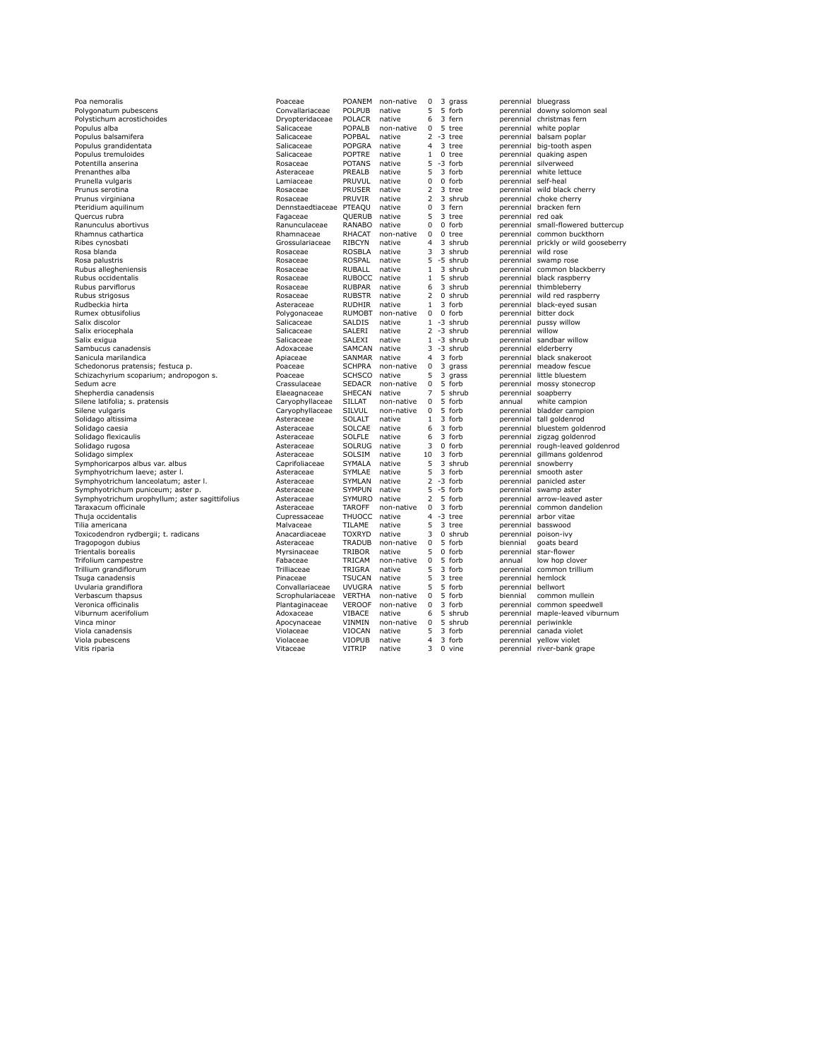| | | | | | | | | |
|---|---|---|---|---|---|---|---|---|
| Poa nemoralis | Poaceae | POANEM | non-native | 0 | 3 | grass | perennial | bluegrass |
| Polygonatum pubescens | Convallariaceae | POLPUB | native | 5 | 5 | forb | perennial | downy solomon seal |
| Polystichum acrostichoides | Dryopteridaceae | POLACR | native | 6 | 3 | fern | perennial | christmas fern |
| Populus alba | Salicaceae | POPALB | non-native | 0 | 5 | tree | perennial | white poplar |
| Populus balsamifera | Salicaceae | POPBAL | native | 2 | -3 | tree | perennial | balsam poplar |
| Populus grandidentata | Salicaceae | POPGRA | native | 4 | 3 | tree | perennial | big-tooth aspen |
| Populus tremuloides | Salicaceae | POPTRE | native | 1 | 0 | tree | perennial | quaking aspen |
| Potentilla anserina | Rosaceae | POTANS | native | 5 | -3 | forb | perennial | silverweed |
| Prenanthes alba | Asteraceae | PREALB | native | 5 | 3 | forb | perennial | white lettuce |
| Prunella vulgaris | Lamiaceae | PRUVUL | native | 0 | 0 | forb | perennial | self-heal |
| Prunus serotina | Rosaceae | PRUSER | native | 2 | 3 | tree | perennial | wild black cherry |
| Prunus virginiana | Rosaceae | PRUVIR | native | 2 | 3 | shrub | perennial | choke cherry |
| Pteridium aquilinum | Dennstaedtiaceae | PTEAQU | native | 0 | 3 | fern | perennial | bracken fern |
| Quercus rubra | Fagaceae | QUERUB | native | 5 | 3 | tree | perennial | red oak |
| Ranunculus abortivus | Ranunculaceae | RANABO | native | 0 | 0 | forb | perennial | small-flowered buttercup |
| Rhamnus cathartica | Rhamnaceae | RHACAT | non-native | 0 | 0 | tree | perennial | common buckthorn |
| Ribes cynosbati | Grossulariaceae | RIBCYN | native | 4 | 3 | shrub | perennial | prickly or wild gooseberry |
| Rosa blanda | Rosaceae | ROSBLA | native | 3 | 3 | shrub | perennial | wild rose |
| Rosa palustris | Rosaceae | ROSPAL | native | 5 | -5 | shrub | perennial | swamp rose |
| Rubus allegheniensis | Rosaceae | RUBALL | native | 1 | 3 | shrub | perennial | common blackberry |
| Rubus occidentalis | Rosaceae | RUBOCC | native | 1 | 5 | shrub | perennial | black raspberry |
| Rubus parviflorus | Rosaceae | RUBPAR | native | 6 | 3 | shrub | perennial | thimbleberry |
| Rubus strigosus | Rosaceae | RUBSTR | native | 2 | 0 | shrub | perennial | wild red raspberry |
| Rudbeckia hirta | Asteraceae | RUDHIR | native | 1 | 3 | forb | perennial | black-eyed susan |
| Rumex obtusifolius | Polygonaceae | RUMOBT | non-native | 0 | 0 | forb | perennial | bitter dock |
| Salix discolor | Salicaceae | SALDIS | native | 1 | -3 | shrub | perennial | pussy willow |
| Salix eriocephala | Salicaceae | SALERI | native | 2 | -3 | shrub | perennial | willow |
| Salix exigua | Salicaceae | SALEXI | native | 1 | -3 | shrub | perennial | sandbar willow |
| Sambucus canadensis | Adoxaceae | SAMCAN | native | 3 | -3 | shrub | perennial | elderberry |
| Sanicula marilandica | Apiaceae | SANMAR | native | 4 | 3 | forb | perennial | black snakeroot |
| Schedonorus pratensis; festuca p. | Poaceae | SCHPRA | non-native | 0 | 3 | grass | perennial | meadow fescue |
| Schizachyrium scoparium; andropogon s. | Poaceae | SCHSCO | native | 5 | 3 | grass | perennial | little bluestem |
| Sedum acre | Crassulaceae | SEDACR | non-native | 0 | 5 | forb | perennial | mossy stonecrop |
| Shepherdia canadensis | Elaeagnaceae | SHECAN | native | 7 | 5 | shrub | perennial | soapberry |
| Silene latifolia; s. pratensis | Caryophyllaceae | SILLAT | non-native | 0 | 5 | forb | annual | white campion |
| Silene vulgaris | Caryophyllaceae | SILVUL | non-native | 0 | 5 | forb | perennial | bladder campion |
| Solidago altissima | Asteraceae | SOLALT | native | 1 | 3 | forb | perennial | tall goldenrod |
| Solidago caesia | Asteraceae | SOLCAE | native | 6 | 3 | forb | perennial | bluestem goldenrod |
| Solidago flexicaulis | Asteraceae | SOLFLE | native | 6 | 3 | forb | perennial | zigzag goldenrod |
| Solidago rugosa | Asteraceae | SOLRUG | native | 3 | 0 | forb | perennial | rough-leaved goldenrod |
| Solidago simplex | Asteraceae | SOLSIM | native | 10 | 3 | forb | perennial | gillmans goldenrod |
| Symphoricarpos albus var. albus | Caprifoliaceae | SYMALA | native | 5 | 3 | shrub | perennial | snowberry |
| Symphyotrichum laeve; aster l. | Asteraceae | SYMLAE | native | 5 | 3 | forb | perennial | smooth aster |
| Symphyotrichum lanceolatum; aster l. | Asteraceae | SYMLAN | native | 2 | -3 | forb | perennial | panicled aster |
| Symphyotrichum puniceum; aster p. | Asteraceae | SYMPUN | native | 5 | -5 | forb | perennial | swamp aster |
| Symphyotrichum urophyllum; aster sagittifolius | Asteraceae | SYMURO | native | 2 | 5 | forb | perennial | arrow-leaved aster |
| Taraxacum officinale | Asteraceae | TAROFF | non-native | 0 | 3 | forb | perennial | common dandelion |
| Thuja occidentalis | Cupressaceae | THUOCC | native | 4 | -3 | tree | perennial | arbor vitae |
| Tilia americana | Malvaceae | TILAME | native | 5 | 3 | tree | perennial | basswood |
| Toxicodendron rydbergii; t. radicans | Anacardiaceae | TOXRYD | native | 3 | 0 | shrub | perennial | poison-ivy |
| Tragopogon dubius | Asteraceae | TRADUB | non-native | 0 | 5 | forb | biennial | goats beard |
| Trientalis borealis | Myrsinaceae | TRIBOR | native | 5 | 0 | forb | perennial | star-flower |
| Trifolium campestre | Fabaceae | TRICAM | non-native | 0 | 5 | forb | annual | low hop clover |
| Trillium grandiflorum | Trilliaceae | TRIGRA | native | 5 | 3 | forb | perennial | common trillium |
| Tsuga canadensis | Pinaceae | TSUCAN | native | 5 | 3 | tree | perennial | hemlock |
| Uvularia grandiflora | Convallariaceae | UVUGRA | native | 5 | 5 | forb | perennial | bellwort |
| Verbascum thapsus | Scrophulariaceae | VERTHA | non-native | 0 | 5 | forb | biennial | common mullein |
| Veronica officinalis | Plantaginaceae | VEROOF | non-native | 0 | 3 | forb | perennial | common speedwell |
| Viburnum acerifolium | Adoxaceae | VIBACE | native | 6 | 5 | shrub | perennial | maple-leaved viburnum |
| Vinca minor | Apocynaceae | VINMIN | non-native | 0 | 5 | shrub | perennial | periwinkle |
| Viola canadensis | Violaceae | VIOCAN | native | 5 | 3 | forb | perennial | canada violet |
| Viola pubescens | Violaceae | VIOPUB | native | 4 | 3 | forb | perennial | yellow violet |
| Vitis riparia | Vitaceae | VITRIP | native | 3 | 0 | vine | perennial | river-bank grape |